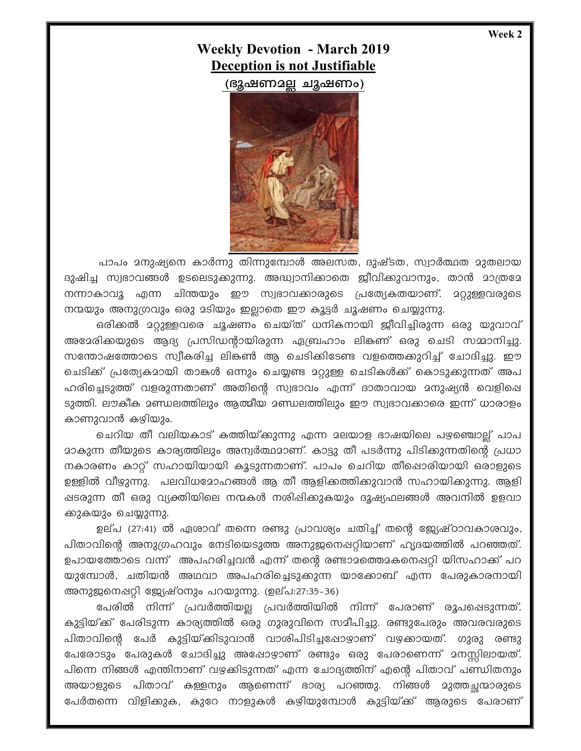# Weekly Devotion - March 2019

## Deception is not Justifiable

### (ഭൂഷണമല്ല ചൂഷണം)

പാപം മനുഷ്യനെ കാർന്നു തിന്നുമ്പോൾ അലസത, ദുഷ്ടത, സ്വാർത്ഥത മുതലായ ദുഷിച്ച സ്വഭാവങ്ങൾ ഉടലെടുക്കുന്നു. അദ്ധ്വാനിക്കാതെ ജീവിക്കുവാനും, താൻ മാത്രമേ നന്നാകാവൂ എന്ന ചിന്തയും ഈ സ്വഭാവക്കാരുടെ പ്രത്യേകതയാണ്. മറ്റുള്ളവരുടെ നന്മയും അനുഗ്രവും ഒരു മടിയും ഇല്ലാതെ ഈ കൂട്ടർ ചൂഷണം ചെയ്യുന്നു.

ഒരിക്കൽ മറ്റുള്ളവരെ ചൂഷണം ചെയ്ത് ധനികനായി ജീവിച്ചിരുന്ന ഒരു യുവാവ് അമേരിക്കയുടെ ആദ്യ പ്രസിഡന്റായിരുന്ന ഏബ്രഹാം ലിങ്കണ് ഒരു ചെടി സമ്മാനിച്ചു. സന്തോഷത്തോടെ സ്വീകരിച്ച ലിങ്കൺ ആ ചെടിക്കിടേണ്ട വളത്തെക്കുറിച്ച് ചോദിച്ചു. ഈ ചെടിക്ക് പ്രത്യേകമായി താങ്കൾ ഒന്നും ചെയ്യണ്ട മറ്റുള്ള ചെടികൾക്ക് കൊടുക്കുന്നത് അപഹരിച്ചെടുത്ത് വളരുന്നതാണ് അതിന്റെ സ്വഭാവം എന്ന് ദാതാവായ മനുഷ്യൻ വെളിപ്പെടുത്തി. ലൗകീക മണ്ഡലത്തിലും ആത്മീയ മണ്ഡലത്തിലും ഈ സ്വഭാവക്കാരെ ഇന്ന് ധാരാളം കാണുവാൻ കഴിയും.

ചെറിയ തീ വലിയകാട് കത്തിയ്ക്കുന്നു എന്ന മലയാള ഭാഷയിലെ പഴഞ്ചൊല്ല് പാപമാകുന്ന തീയുടെ കാര്യത്തിലും അന്വർത്ഥമാണ്. കാട്ടു തീ പടർന്നു പിടിക്കുന്നതിന്റെ പ്രധാനകാരണം കാറ്റ് സഹായിയായി കൂടുന്നതാണ്. പാപം ചെറിയ തീപ്പൊരിയായി ഒരാളുടെ ഉള്ളിൽ വീഴുന്നു. പലവിധമോഹങ്ങൾ ആ തീ ആളിക്കത്തിക്കുവാൻ സഹായിക്കുന്നു. ആളിപ്പടരുന്ന തീ ഒരു വ്യക്തിയിലെ നന്മകൾ നശിപ്പിക്കുകയും ദൂഷ്യഫലങ്ങൾ അവനിൽ ഉളവാക്കുകയും ചെയ്യുന്നു.

ഉല്പ (27:41) ൽ ഏശാവ് തന്നെ രണ്ടു പ്രാവശ്യം ചതിച്ച് തന്റെ ജ്യേഷ്ഠാവകാശവും, പിതാവിന്റെ അനുഗ്രഹവും നേടിയെടുത്ത അനുജനെപ്പറ്റിയാണ് ഹൃദയത്തിൽ പറഞ്ഞത്. ഉപായത്തോടെ വന്ന് അപഹരിച്ചവൻ എന്ന് തന്റെ രണ്ടാമത്തെമകനെപ്പറ്റി യിസഹാക്ക് പറയുമ്പോൾ, ചതിയൻ അഥവാ അപഹരിച്ചെടുക്കുന്ന യാക്കോബ് എന്ന പേരുകാരനായി അനുജനെപ്പറ്റി ജ്യേഷ്ഠനും പറയുന്നു. (ഉല്പ:27:35-36)

പേരിൽ നിന്ന് പ്രവർത്തിയല്ല പ്രവർത്തിയിൽ നിന്ന് പേരാണ് രൂപപ്പെടുന്നത്. കുട്ടിയ്ക്ക് പേരിടുന്ന കാര്യത്തിൽ ഒരു ഗുരുവിനെ സമീപിച്ചു. രണ്ടുപേരും അവരവരുടെ പിതാവിന്റെ പേർ കുട്ടിയ്ക്കിടുവാൻ വാശിപിടിച്ചപ്പോഴാണ് വഴക്കായത്. ഗുരു രണ്ടു പേരോടും പേരുകൾ ചോദിച്ചു അപ്പോഴാണ് രണ്ടും ഒരു പേരാണെന്ന് മനസ്സിലായത്. പിന്നെ നിങ്ങൾ എന്തിനാണ് വഴക്കിടുന്നത് എന്ന ചോദ്യത്തിന് എന്റെ പിതാവ് പണ്ഡിതനും അയാളുടെ പിതാവ് കള്ളനും ആണെന്ന് ഭാര്യ പറഞ്ഞു. നിങ്ങൾ മുത്തച്ഛന്മാരുടെ പേർതന്നെ വിളിക്കുക, കുറേ നാളുകൾ കഴിയുമ്പോൾ കുട്ടിയ്ക്ക് ആരുടെ പേരാണ്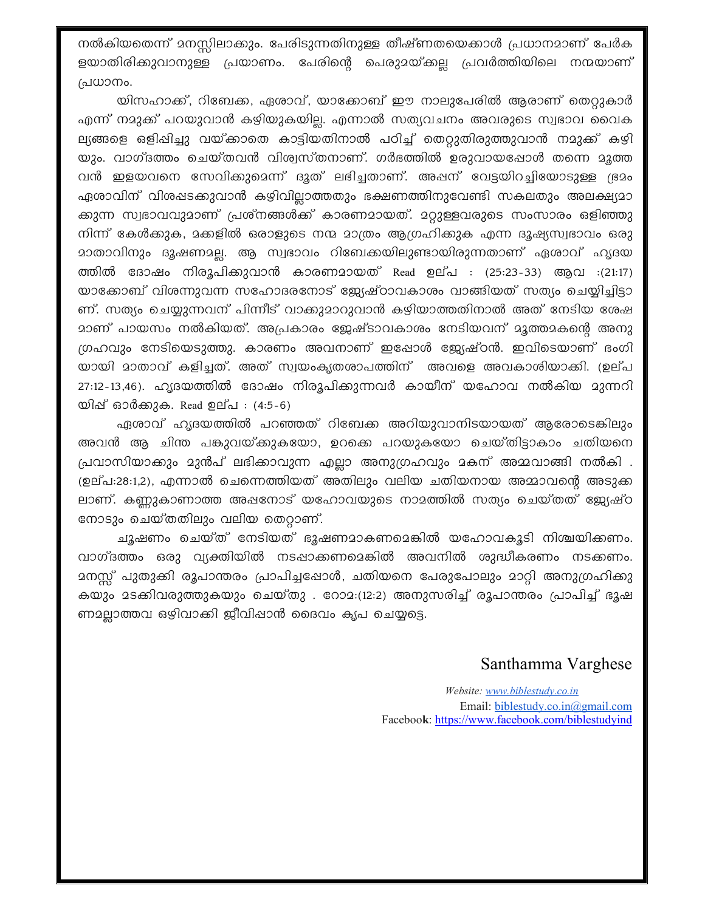നൽകിയതെന്ന് മനസ്സിലാക്കും. പേരിടുന്നതിനുള്ള തീഷ്ണതയെക്കാൾ പ്രധാനമാണ് പേർകളയാതിരിക്കുവാനുള്ള പ്രയാണം. പേരിന്റെ പെരുമയ്ക്കല്ല പ്രവർത്തിയിലെ നന്മയാണ് പ്രധാനം.

യിസഹാക്ക്, റിബേക്ക, ഏശാവ്, യാക്കോബ് ഈ നാലുപേരിൽ ആരാണ് തെറ്റുകാർ എന്ന് നമുക്ക് പറയുവാൻ കഴിയുകയില്ല. എന്നാൽ സത്യവചനം അവരുടെ സ്വഭാവ വൈകല്യങ്ങളെ ഒളിപ്പിച്ചു വയ്ക്കാതെ കാട്ടിയതിനാൽ പഠിച്ച് തെറ്റുതിരുത്തുവാൻ നമുക്ക് കഴിയും. വാഗ്ദത്തം ചെയ്തവൻ വിശ്വസ്തനാണ്. ഗർഭത്തിൽ ഉരുവായപ്പോൾ തന്നെ മൂത്തവൻ ഇളയവനെ സേവിക്കുമെന്ന് ദൂത് ലഭിച്ചതാണ്. അപ്പന് വേട്ടയിറച്ചിയോടുള്ള ഭ്രമം ഏശാവിന് വിശപ്പടക്കുവാൻ കഴിവില്ലാത്തതും ഭക്ഷണത്തിനുവേണ്ടി സകലതും അലക്ഷ്യമാക്കുന്ന സ്വഭാവവുമാണ് പ്രശ്നങ്ങൾക്ക് കാരണമായത്. മറ്റുള്ളവരുടെ സംസാരം ഒളിഞ്ഞുനിന്ന് കേൾക്കുക, മക്കളിൽ ഒരാളുടെ നന്മ മാത്രം ആഗ്രഹിക്കുക എന്ന ദൂഷ്യസ്വഭാവം ഒരു മാതാവിനും ഭൂഷണമല്ല. ആ സ്വഭാവം റിബേക്കയിലുണ്ടായിരുന്നതാണ് ഏശാവ് ഹൃദയത്തിൽ ദോഷം നിരൂപിക്കുവാൻ കാരണമായത് Read ഉല്പ : (25:23-33) ആവ :(21:17) യാക്കോബ് വിശന്നുവന്ന സഹോദരനോട് ജ്യേഷ്ഠാവകാശം വാങ്ങിയത് സത്യം ചെയ്യിച്ചിട്ടാണ്. സത്യം ചെയ്യുന്നവന് പിന്നീട് വാക്കുമാറുവാൻ കഴിയാത്തതിനാൽ അത് നേടിയ ശേഷമാണ് പായസം നൽകിയത്. അപ്രകാരം ജേഷ്ടാവകാശം നേടിയവന് മൂത്തമകന്റെ അനുഗ്രഹവും നേടിയെടുത്തു. കാരണം അവനാണ് ഇപ്പോൾ ജ്യേഷ്ഠൻ. ഇവിടെയാണ് ഭംഗിയായി മാതാവ് കളിച്ചത്. അത് സ്വയംകൃതശാപത്തിന് അവളെ അവകാശിയാക്കി. (ഉല്പ 27:12-13,46). ഹൃദയത്തിൽ ദോഷം നിരൂപിക്കുന്നവർ കായീന് യഹോവ നൽകിയ മുന്നറിയിപ്പ് ഓർക്കുക. Read ഉല്പ : (4:5-6)

ഏശാവ് ഹൃദയത്തിൽ പറഞ്ഞത് റിബേക്ക അറിയുവാനിടയായത് ആരോടെങ്കിലും അവൻ ആ ചിന്ത പങ്കുവയ്ക്കുകയോ, ഉറക്കെ പറയുകയോ ചെയ്തിട്ടാകാം ചതിയനെ പ്രവാസിയാക്കും മുൻപ് ലഭിക്കാവുന്ന എല്ലാ അനുഗ്രഹവും മകന് അമ്മവാങ്ങി നൽകി . (ഉല്പ:28:1,2), എന്നാൽ ചെന്നെത്തിയത് അതിലും വലിയ ചതിയനായ അമ്മാവന്റെ അടുക്കലാണ്. കണ്ണുകാണാത്ത അപ്പനോട് യഹോവയുടെ നാമത്തിൽ സത്യം ചെയ്തത് ജ്യേഷ്ഠനോടും ചെയ്തതിലും വലിയ തെറ്റാണ്.

ചൂഷണം ചെയ്ത് നേടിയത് ഭൂഷണമാകണമെങ്കിൽ യഹോവകൂടി നിശ്ചയിക്കണം. വാഗ്ദത്തം ഒരു വ്യക്തിയിൽ നടപ്പാക്കണമെങ്കിൽ അവനിൽ ശുദ്ധീകരണം നടക്കണം. മനസ്സ് പുതുക്കി രൂപാന്തരം പ്രാപിച്ചപ്പോൾ, ചതിയനെ പേരുപോലും മാറ്റി അനുഗ്രഹിക്കുകയും മടക്കിവരുത്തുകയും ചെയ്തു . റോമ:(12:2) അനുസരിച്ച് രൂപാന്തരം പ്രാപിച്ച് ഭൂഷണമല്ലാത്തവ ഒഴിവാക്കി ജീവിപ്പാൻ ദൈവം കൃപ ചെയ്യട്ടെ.

Santhamma Varghese

*Website: www.biblestudy.co.in*
Email: biblestudy.co.in@gmail.com
Facebook: https://www.facebook.com/biblestudyind